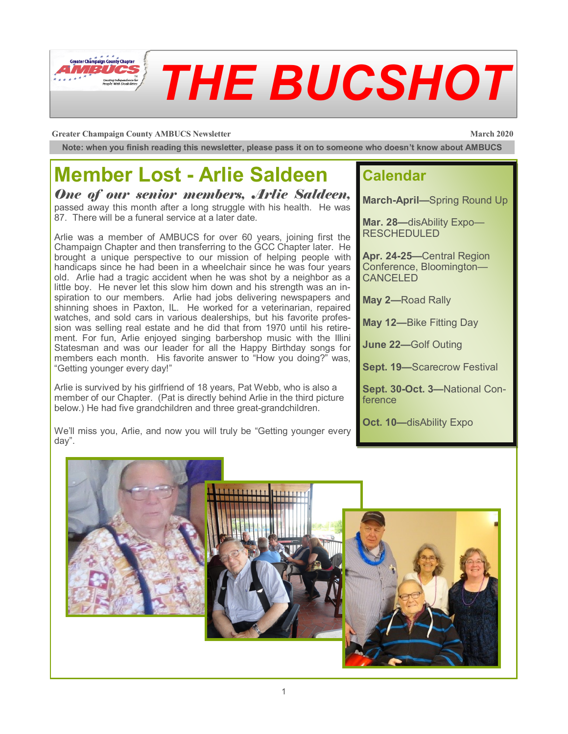# THE BUCSHOT

**Greater Champaign County AMBUCS Newsletter** **March 2020**

**Note: when you finish reading this newsletter, please pass it on to someone who doesn't know about AMBUCS**

## Member Lost - Arlie Saldeen

***One of our senior members, Arlie Saldeen,*** passed away this month after a long struggle with his health. He was 87. There will be a funeral service at a later date.

Arlie was a member of AMBUCS for over 60 years, joining first the Champaign Chapter and then transferring to the GCC Chapter later. He brought a unique perspective to our mission of helping people with handicaps since he had been in a wheelchair since he was four years old. Arlie had a tragic accident when he was shot by a neighbor as a little boy. He never let this slow him down and his strength was an inspiration to our members. Arlie had jobs delivering newspapers and shinning shoes in Paxton, IL. He worked for a veterinarian, repaired watches, and sold cars in various dealerships, but his favorite profession was selling real estate and he did that from 1970 until his retirement. For fun, Arlie enjoyed singing barbershop music with the Illini Statesman and was our leader for all the Happy Birthday songs for members each month. His favorite answer to "How you doing?" was, "Getting younger every day!"

Arlie is survived by his girlfriend of 18 years, Pat Webb, who is also a member of our Chapter. (Pat is directly behind Arlie in the third picture below.) He had five grandchildren and three great-grandchildren.

We'll miss you, Arlie, and now you will truly be "Getting younger every day".

## Calendar

**March-April—**Spring Round Up

**Mar. 28—**disAbility Expo—RESCHEDULED

**Apr. 24-25—**Central Region Conference, Bloomington—CANCELED

**May 2—**Road Rally

**May 12—**Bike Fitting Day

**June 22—**Golf Outing

**Sept. 19—**Scarecrow Festival

**Sept. 30-Oct. 3—**National Conference

**Oct. 10—**disAbility Expo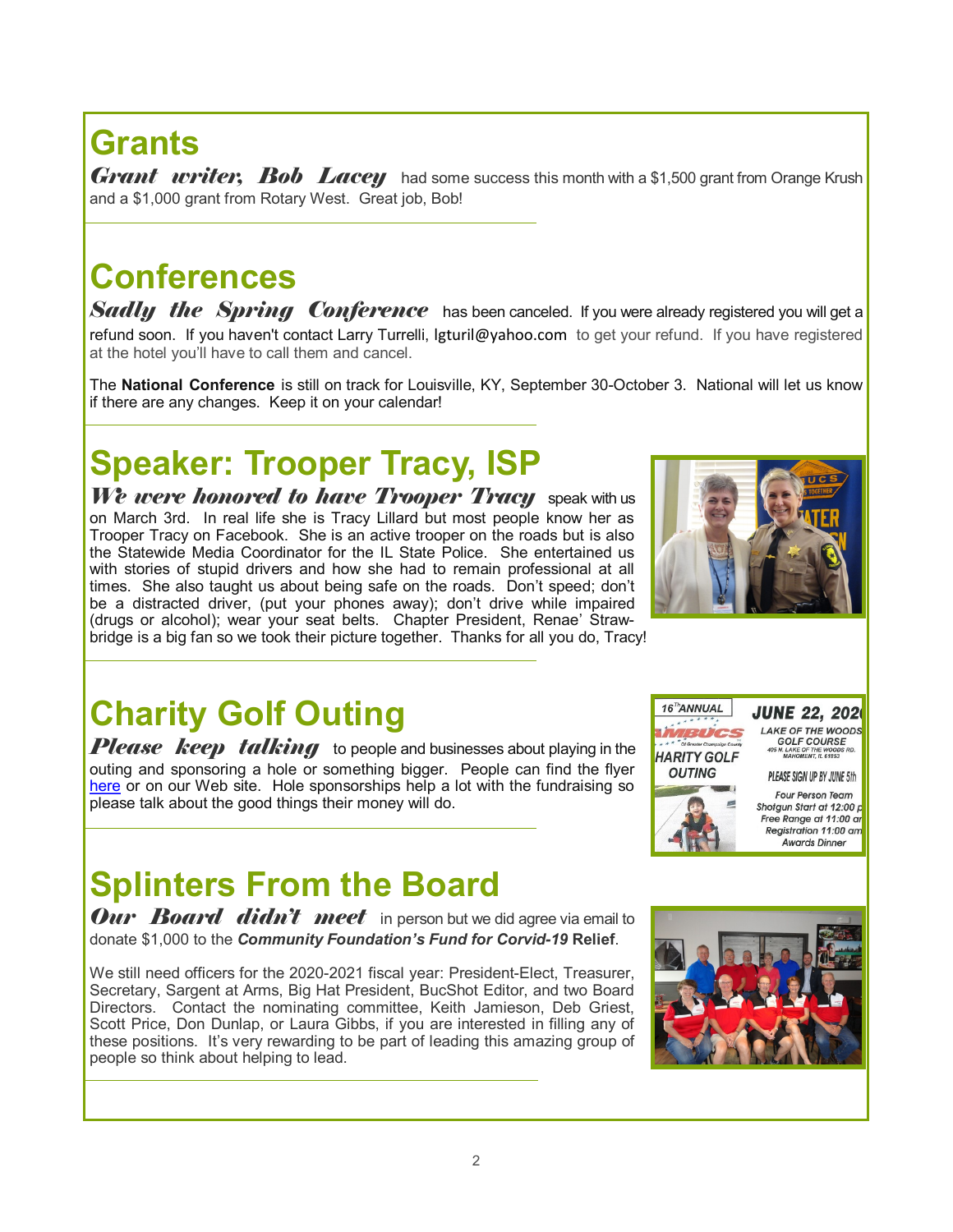# Grants

***Grant writer, Bob Lacey*** had some success this month with a $1,500 grant from Orange Krush and a $1,000 grant from Rotary West. Great job, Bob!

# Conferences

***Sadly the Spring Conference*** has been canceled. If you were already registered you will get a refund soon. If you haven't contact Larry Turrelli, lgturil@yahoo.com to get your refund. If you have registered at the hotel you'll have to call them and cancel.

The **National Conference** is still on track for Louisville, KY, September 30-October 3. National will let us know if there are any changes. Keep it on your calendar!

# Speaker: Trooper Tracy, ISP

***We were honored to have Trooper Tracy*** speak with us on March 3rd. In real life she is Tracy Lillard but most people know her as Trooper Tracy on Facebook. She is an active trooper on the roads but is also the Statewide Media Coordinator for the IL State Police. She entertained us with stories of stupid drivers and how she had to remain professional at all times. She also taught us about being safe on the roads. Don't speed; don't be a distracted driver, (put your phones away); don't drive while impaired (drugs or alcohol); wear your seat belts. Chapter President, Renae' Strawbridge is a big fan so we took their picture together. Thanks for all you do, Tracy!

# Charity Golf Outing

***Please keep talking*** to people and businesses about playing in the outing and sponsoring a hole or something bigger. People can find the flyer here or on our Web site. Hole sponsorships help a lot with the fundraising so please talk about the good things their money will do.

# Splinters From the Board

***Our Board didn't meet*** in person but we did agree via email to donate $1,000 to the ***Community Foundation's Fund for Corvid-19* Relief**.

We still need officers for the 2020-2021 fiscal year: President-Elect, Treasurer, Secretary, Sargent at Arms, Big Hat President, BucShot Editor, and two Board Directors. Contact the nominating committee, Keith Jamieson, Deb Griest, Scott Price, Don Dunlap, or Laura Gibbs, if you are interested in filling any of these positions. It's very rewarding to be part of leading this amazing group of people so think about helping to lead.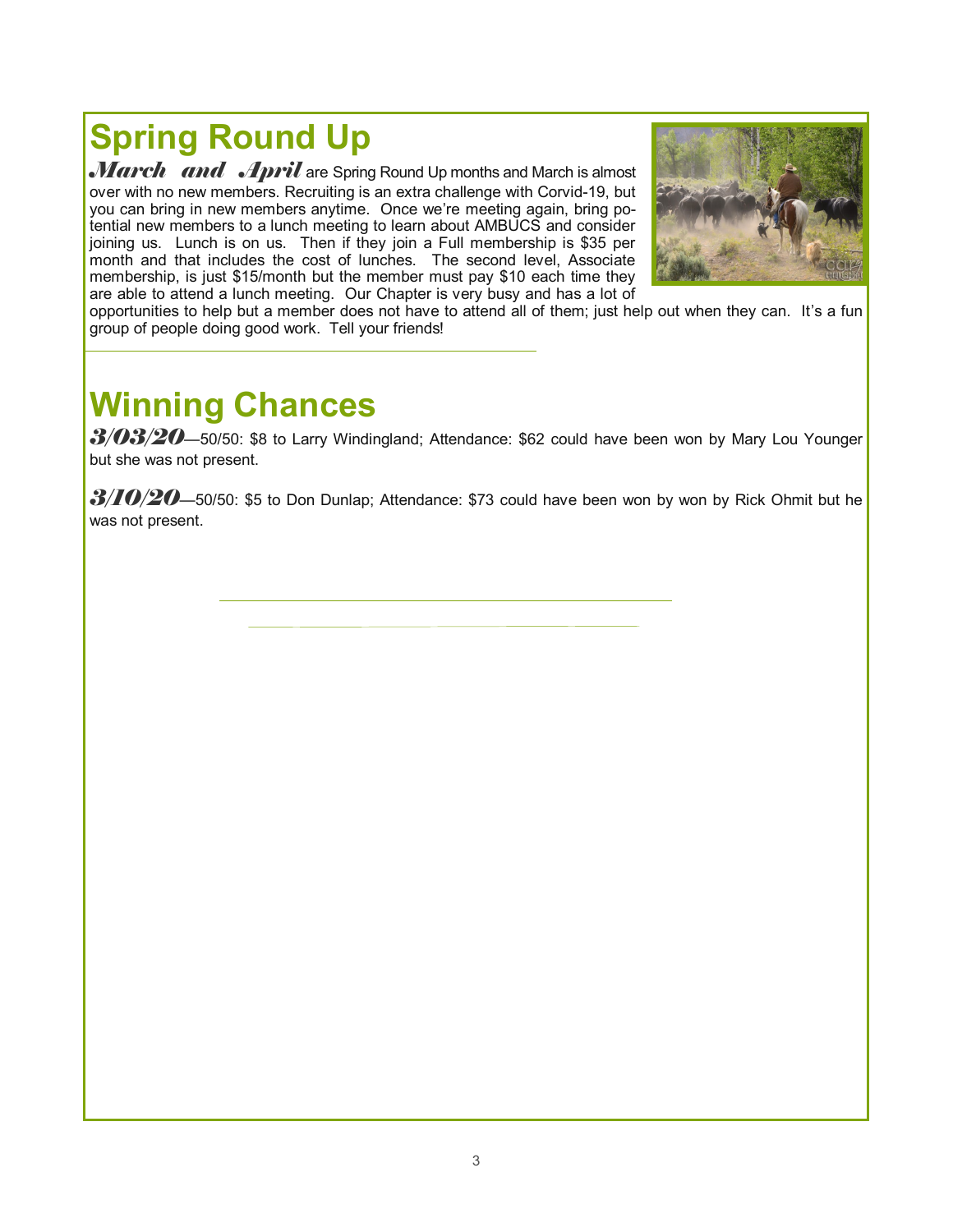# Spring Round Up

***March and April*** are Spring Round Up months and March is almost over with no new members. Recruiting is an extra challenge with Corvid-19, but you can bring in new members anytime. Once we're meeting again, bring potential new members to a lunch meeting to learn about AMBUCS and consider joining us. Lunch is on us. Then if they join a Full membership is $35 per month and that includes the cost of lunches. The second level, Associate membership, is just $15/month but the member must pay $10 each time they are able to attend a lunch meeting. Our Chapter is very busy and has a lot of opportunities to help but a member does not have to attend all of them; just help out when they can. It's a fun group of people doing good work. Tell your friends!

# Winning Chances

***3/03/20***—50/50: $8 to Larry Windingland; Attendance: $62 could have been won by Mary Lou Younger but she was not present.

***3/10/20***—50/50: $5 to Don Dunlap; Attendance: $73 could have been won by won by Rick Ohmit but he was not present.